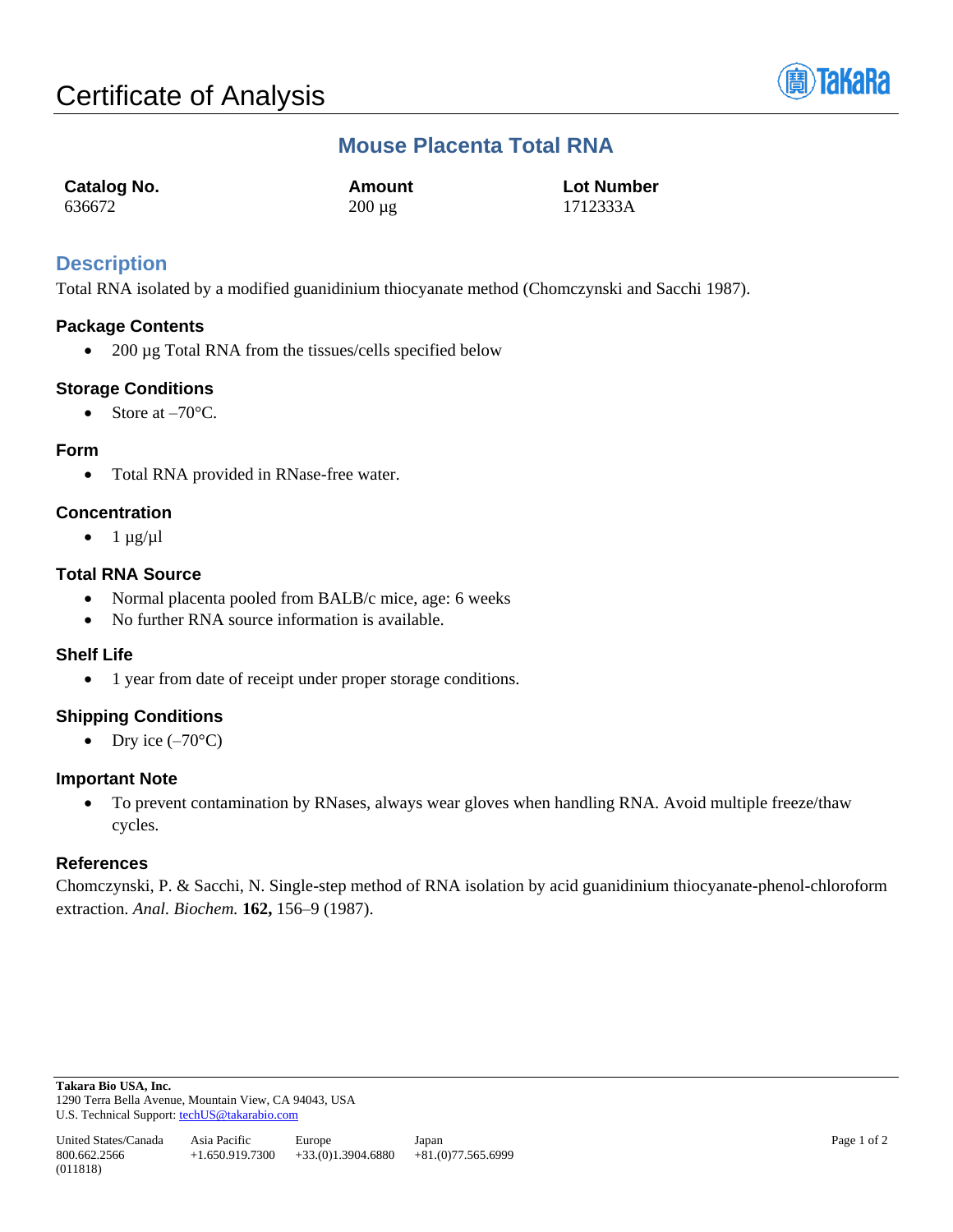# Certificate of Analysis

## Mouse Placenta Total RNA

| Catalog No. | Amount | Lot Number |
|---|---|---|
| 636672 | 200 µg | 1712333A |

## Description

Total RNA isolated by a modified guanidinium thiocyanate method (Chomczynski and Sacchi 1987).

### Package Contents

- 200 µg Total RNA from the tissues/cells specified below

### Storage Conditions

- Store at –70°C.

### Form

- Total RNA provided in RNase-free water.

### Concentration

- 1 µg/µl

### Total RNA Source

- Normal placenta pooled from BALB/c mice, age: 6 weeks
- No further RNA source information is available.

### Shelf Life

- 1 year from date of receipt under proper storage conditions.

### Shipping Conditions

- Dry ice (–70°C)

### Important Note

- To prevent contamination by RNases, always wear gloves when handling RNA. Avoid multiple freeze/thaw cycles.

### References

Chomczynski, P. & Sacchi, N. Single-step method of RNA isolation by acid guanidinium thiocyanate-phenol-chloroform extraction. *Anal. Biochem.* **162,** 156–9 (1987).

**Takara Bio USA, Inc.**
1290 Terra Bella Avenue, Mountain View, CA 94043, USA
U.S. Technical Support: techUS@takarabio.com

| United States/Canada | Asia Pacific | Europe | Japan |
|---|---|---|---|
| 800.662.2566 | +1.650.919.7300 | +33.(0)1.3904.6880 | +81.(0)77.565.6999 |

(011818)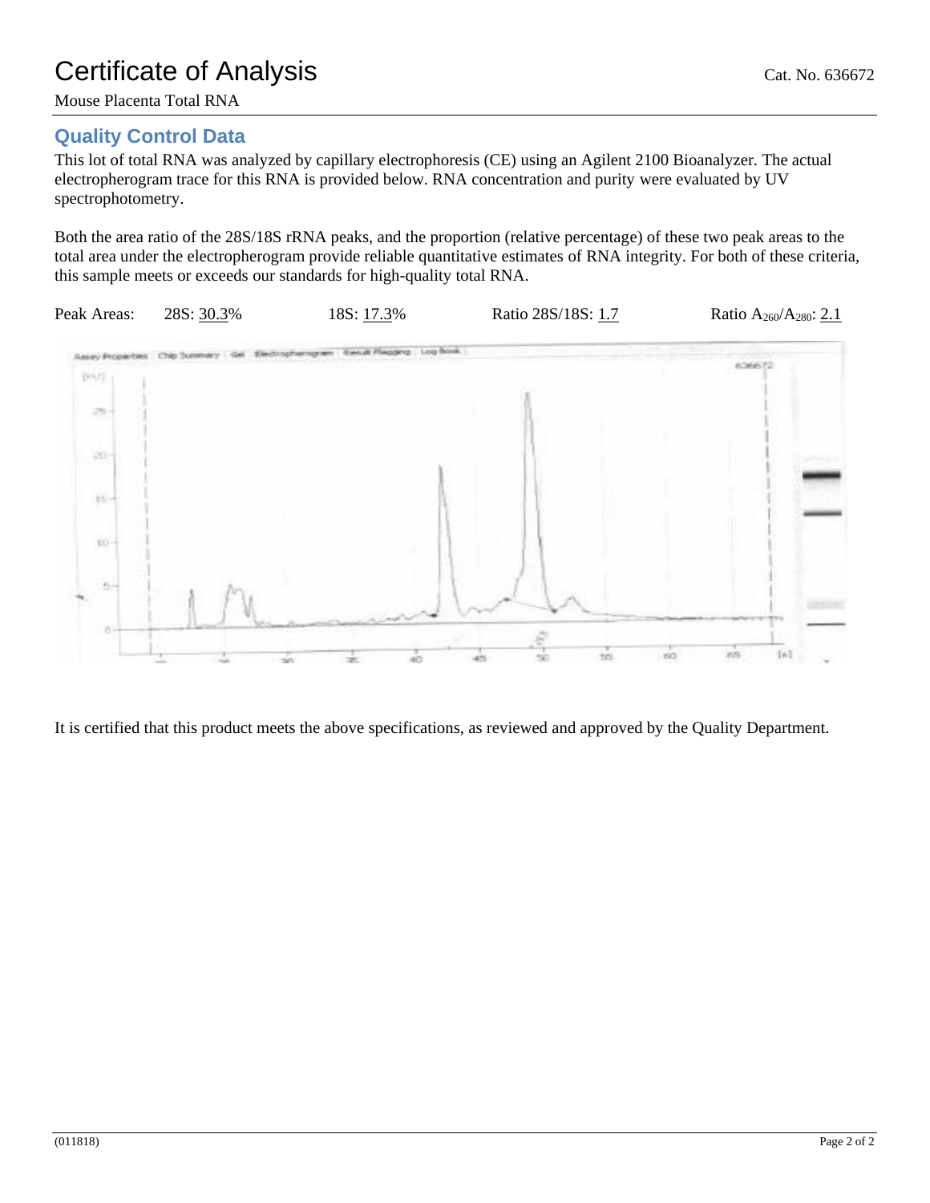# Certificate of Analysis

Cat. No. 636672

Mouse Placenta Total RNA

## Quality Control Data

This lot of total RNA was analyzed by capillary electrophoresis (CE) using an Agilent 2100 Bioanalyzer. The actual electropherogram trace for this RNA is provided below. RNA concentration and purity were evaluated by UV spectrophotometry.

Both the area ratio of the 28S/18S rRNA peaks, and the proportion (relative percentage) of these two peak areas to the total area under the electropherogram provide reliable quantitative estimates of RNA integrity. For both of these criteria, this sample meets or exceeds our standards for high-quality total RNA.

Peak Areas: 28S: 30.3% 18S: 17.3% Ratio 28S/18S: 1.7 Ratio $A_{260}/A_{280}$: 2.1

It is certified that this product meets the above specifications, as reviewed and approved by the Quality Department.

(011818)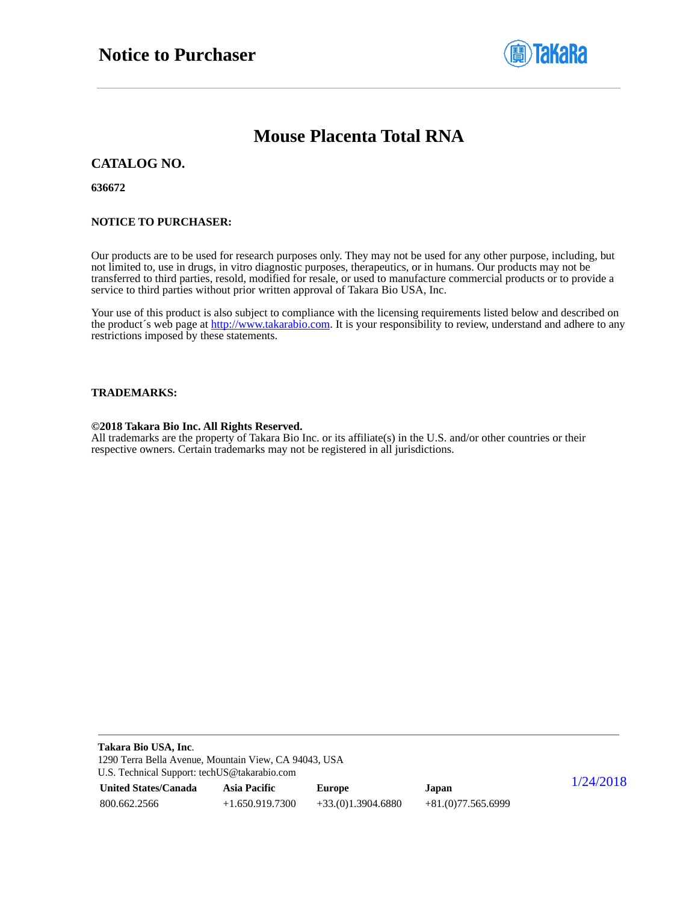# Notice to Purchaser

## Mouse Placenta Total RNA

### CATALOG NO.

**636672**

**NOTICE TO PURCHASER:**

Our products are to be used for research purposes only. They may not be used for any other purpose, including, but not limited to, use in drugs, in vitro diagnostic purposes, therapeutics, or in humans. Our products may not be transferred to third parties, resold, modified for resale, or used to manufacture commercial products or to provide a service to third parties without prior written approval of Takara Bio USA, Inc.

Your use of this product is also subject to compliance with the licensing requirements listed below and described on the product´s web page at http://www.takarabio.com. It is your responsibility to review, understand and adhere to any restrictions imposed by these statements.

**TRADEMARKS:**

**©2018 Takara Bio Inc. All Rights Reserved.**
All trademarks are the property of Takara Bio Inc. or its affiliate(s) in the U.S. and/or other countries or their respective owners. Certain trademarks may not be registered in all jurisdictions.

**Takara Bio USA, Inc**.
1290 Terra Bella Avenue, Mountain View, CA 94043, USA
U.S. Technical Support: techUS@takarabio.com

| United States/Canada | Asia Pacific | Europe | Japan |
| --- | --- | --- | --- |
| 800.662.2566 | +1.650.919.7300 | +33.(0)1.3904.6880 | +81.(0)77.565.6999 |

1/24/2018